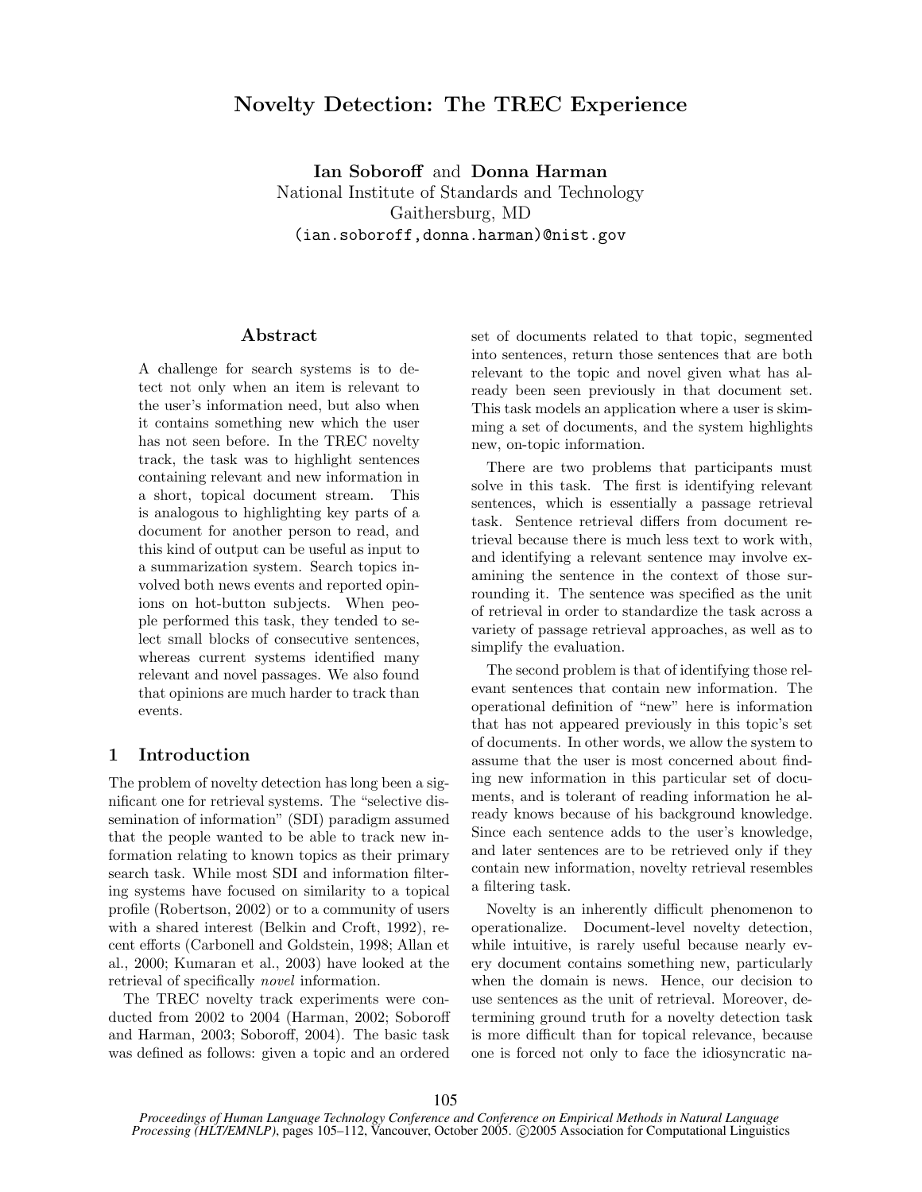# Novelty Detection: The TREC Experience

**Ian Soboroff** and **Donna Harman**
National Institute of Standards and Technology
Gaithersburg, MD
(ian.soboroff,donna.harman)@nist.gov

## Abstract

A challenge for search systems is to detect not only when an item is relevant to the user's information need, but also when it contains something new which the user has not seen before. In the TREC novelty track, the task was to highlight sentences containing relevant and new information in a short, topical document stream. This is analogous to highlighting key parts of a document for another person to read, and this kind of output can be useful as input to a summarization system. Search topics involved both news events and reported opinions on hot-button subjects. When people performed this task, they tended to select small blocks of consecutive sentences, whereas current systems identified many relevant and novel passages. We also found that opinions are much harder to track than events.

## 1 Introduction

The problem of novelty detection has long been a significant one for retrieval systems. The "selective dissemination of information" (SDI) paradigm assumed that the people wanted to be able to track new information relating to known topics as their primary search task. While most SDI and information filtering systems have focused on similarity to a topical profile (Robertson, 2002) or to a community of users with a shared interest (Belkin and Croft, 1992), recent efforts (Carbonell and Goldstein, 1998; Allan et al., 2000; Kumaran et al., 2003) have looked at the retrieval of specifically *novel* information.

The TREC novelty track experiments were conducted from 2002 to 2004 (Harman, 2002; Soboroff and Harman, 2003; Soboroff, 2004). The basic task was defined as follows: given a topic and an ordered set of documents related to that topic, segmented into sentences, return those sentences that are both relevant to the topic and novel given what has already been seen previously in that document set. This task models an application where a user is skimming a set of documents, and the system highlights new, on-topic information.

There are two problems that participants must solve in this task. The first is identifying relevant sentences, which is essentially a passage retrieval task. Sentence retrieval differs from document retrieval because there is much less text to work with, and identifying a relevant sentence may involve examining the sentence in the context of those surrounding it. The sentence was specified as the unit of retrieval in order to standardize the task across a variety of passage retrieval approaches, as well as to simplify the evaluation.

The second problem is that of identifying those relevant sentences that contain new information. The operational definition of "new" here is information that has not appeared previously in this topic's set of documents. In other words, we allow the system to assume that the user is most concerned about finding new information in this particular set of documents, and is tolerant of reading information he already knows because of his background knowledge. Since each sentence adds to the user's knowledge, and later sentences are to be retrieved only if they contain new information, novelty retrieval resembles a filtering task.

Novelty is an inherently difficult phenomenon to operationalize. Document-level novelty detection, while intuitive, is rarely useful because nearly every document contains something new, particularly when the domain is news. Hence, our decision to use sentences as the unit of retrieval. Moreover, determining ground truth for a novelty detection task is more difficult than for topical relevance, because one is forced not only to face the idiosyncratic na-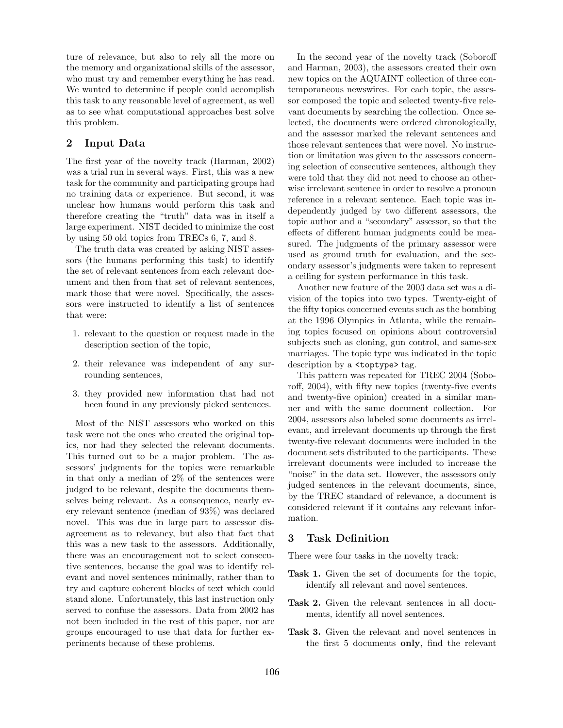ture of relevance, but also to rely all the more on the memory and organizational skills of the assessor, who must try and remember everything he has read. We wanted to determine if people could accomplish this task to any reasonable level of agreement, as well as to see what computational approaches best solve this problem.

## 2 Input Data

The first year of the novelty track (Harman, 2002) was a trial run in several ways. First, this was a new task for the community and participating groups had no training data or experience. But second, it was unclear how humans would perform this task and therefore creating the "truth" data was in itself a large experiment. NIST decided to minimize the cost by using 50 old topics from TRECs 6, 7, and 8.

The truth data was created by asking NIST assessors (the humans performing this task) to identify the set of relevant sentences from each relevant document and then from that set of relevant sentences, mark those that were novel. Specifically, the assessors were instructed to identify a list of sentences that were:

1. relevant to the question or request made in the description section of the topic,
2. their relevance was independent of any surrounding sentences,
3. they provided new information that had not been found in any previously picked sentences.

Most of the NIST assessors who worked on this task were not the ones who created the original topics, nor had they selected the relevant documents. This turned out to be a major problem. The assessors' judgments for the topics were remarkable in that only a median of 2% of the sentences were judged to be relevant, despite the documents themselves being relevant. As a consequence, nearly every relevant sentence (median of 93%) was declared novel. This was due in large part to assessor disagreement as to relevancy, but also that fact that this was a new task to the assessors. Additionally, there was an encouragement not to select consecutive sentences, because the goal was to identify relevant and novel sentences minimally, rather than to try and capture coherent blocks of text which could stand alone. Unfortunately, this last instruction only served to confuse the assessors. Data from 2002 has not been included in the rest of this paper, nor are groups encouraged to use that data for further experiments because of these problems.

In the second year of the novelty track (Soboroff and Harman, 2003), the assessors created their own new topics on the AQUAINT collection of three contemporaneous newswires. For each topic, the assessor composed the topic and selected twenty-five relevant documents by searching the collection. Once selected, the documents were ordered chronologically, and the assessor marked the relevant sentences and those relevant sentences that were novel. No instruction or limitation was given to the assessors concerning selection of consecutive sentences, although they were told that they did not need to choose an otherwise irrelevant sentence in order to resolve a pronoun reference in a relevant sentence. Each topic was independently judged by two different assessors, the topic author and a "secondary" assessor, so that the effects of different human judgments could be measured. The judgments of the primary assessor were used as ground truth for evaluation, and the secondary assessor's judgments were taken to represent a ceiling for system performance in this task.

Another new feature of the 2003 data set was a division of the topics into two types. Twenty-eight of the fifty topics concerned events such as the bombing at the 1996 Olympics in Atlanta, while the remaining topics focused on opinions about controversial subjects such as cloning, gun control, and same-sex marriages. The topic type was indicated in the topic description by a `<toptype>` tag.

This pattern was repeated for TREC 2004 (Soboroff, 2004), with fifty new topics (twenty-five events and twenty-five opinion) created in a similar manner and with the same document collection. For 2004, assessors also labeled some documents as irrelevant, and irrelevant documents up through the first twenty-five relevant documents were included in the document sets distributed to the participants. These irrelevant documents were included to increase the "noise" in the data set. However, the assessors only judged sentences in the relevant documents, since, by the TREC standard of relevance, a document is considered relevant if it contains any relevant information.

## 3 Task Definition

There were four tasks in the novelty track:

**Task 1.** Given the set of documents for the topic, identify all relevant and novel sentences.

**Task 2.** Given the relevant sentences in all documents, identify all novel sentences.

**Task 3.** Given the relevant and novel sentences in the first 5 documents **only**, find the relevant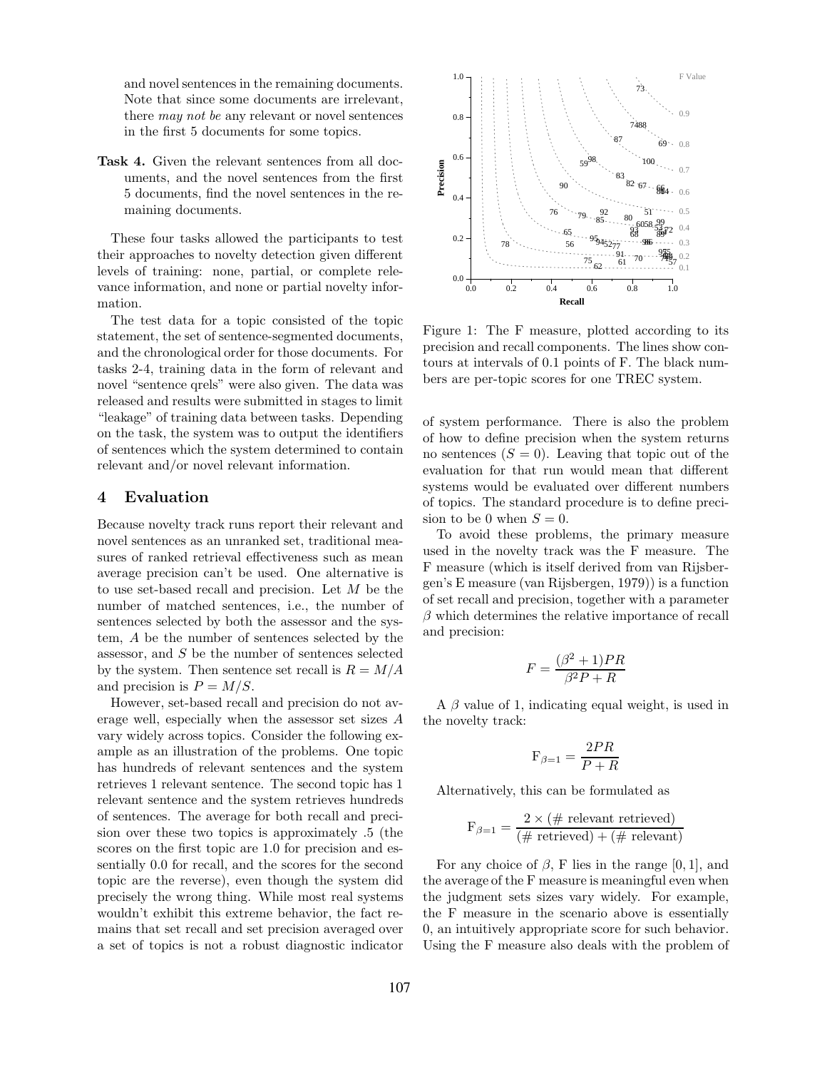and novel sentences in the remaining documents. Note that since some documents are irrelevant, there *may not be* any relevant or novel sentences in the first 5 documents for some topics.

**Task 4.** Given the relevant sentences from all documents, and the novel sentences from the first 5 documents, find the novel sentences in the remaining documents.

These four tasks allowed the participants to test their approaches to novelty detection given different levels of training: none, partial, or complete relevance information, and none or partial novelty information.

The test data for a topic consisted of the topic statement, the set of sentence-segmented documents, and the chronological order for those documents. For tasks 2-4, training data in the form of relevant and novel "sentence qrels" were also given. The data was released and results were submitted in stages to limit "leakage" of training data between tasks. Depending on the task, the system was to output the identifiers of sentences which the system determined to contain relevant and/or novel relevant information.

## 4 Evaluation

Because novelty track runs report their relevant and novel sentences as an unranked set, traditional measures of ranked retrieval effectiveness such as mean average precision can't be used. One alternative is to use set-based recall and precision. Let $M$ be the number of matched sentences, i.e., the number of sentences selected by both the assessor and the system, $A$ be the number of sentences selected by the assessor, and $S$ be the number of sentences selected by the system. Then sentence set recall is $R = M/A$ and precision is $P = M/S$.

However, set-based recall and precision do not average well, especially when the assessor set sizes $A$ vary widely across topics. Consider the following example as an illustration of the problems. One topic has hundreds of relevant sentences and the system retrieves 1 relevant sentence. The second topic has 1 relevant sentence and the system retrieves hundreds of sentences. The average for both recall and precision over these two topics is approximately .5 (the scores on the first topic are 1.0 for precision and essentially 0.0 for recall, and the scores for the second topic are the reverse), even though the system did precisely the wrong thing. While most real systems wouldn't exhibit this extreme behavior, the fact remains that set recall and set precision averaged over a set of topics is not a robust diagnostic indicator of system performance. There is also the problem of how to define precision when the system returns no sentences ($S = 0$). Leaving that topic out of the evaluation for that run would mean that different systems would be evaluated over different numbers of topics. The standard procedure is to define precision to be 0 when $S = 0$.

Figure 1: The F measure, plotted according to its precision and recall components. The lines show contours at intervals of 0.1 points of F. The black numbers are per-topic scores for one TREC system.

To avoid these problems, the primary measure used in the novelty track was the F measure. The F measure (which is itself derived from van Rijsbergen's E measure (van Rijsbergen, 1979)) is a function of set recall and precision, together with a parameter $\beta$ which determines the relative importance of recall and precision:

$$F = \frac{(\beta^2 + 1)PR}{\beta^2 P + R}$$

A $\beta$ value of 1, indicating equal weight, is used in the novelty track:

$$F_{\beta=1} = \frac{2PR}{P + R}$$

Alternatively, this can be formulated as

$$F_{\beta=1} = \frac{2 \times (\#\text{ relevant retrieved})}{(\#\text{ retrieved}) + (\#\text{ relevant})}$$

For any choice of $\beta$, F lies in the range $[0, 1]$, and the average of the F measure is meaningful even when the judgment sets sizes vary widely. For example, the F measure in the scenario above is essentially 0, an intuitively appropriate score for such behavior. Using the F measure also deals with the problem of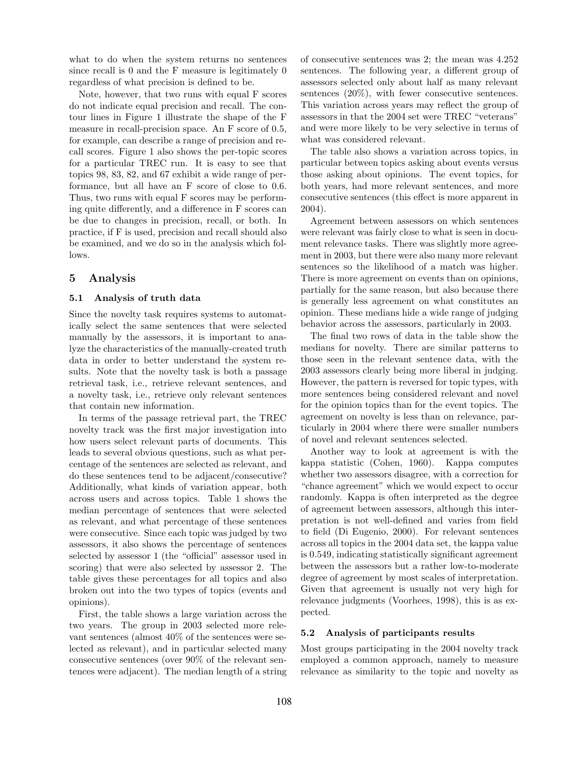what to do when the system returns no sentences since recall is 0 and the F measure is legitimately 0 regardless of what precision is defined to be.

Note, however, that two runs with equal F scores do not indicate equal precision and recall. The contour lines in Figure 1 illustrate the shape of the F measure in recall-precision space. An F score of 0.5, for example, can describe a range of precision and recall scores. Figure 1 also shows the per-topic scores for a particular TREC run. It is easy to see that topics 98, 83, 82, and 67 exhibit a wide range of performance, but all have an F score of close to 0.6. Thus, two runs with equal F scores may be performing quite differently, and a difference in F scores can be due to changes in precision, recall, or both. In practice, if F is used, precision and recall should also be examined, and we do so in the analysis which follows.

## 5 Analysis

### 5.1 Analysis of truth data

Since the novelty task requires systems to automatically select the same sentences that were selected manually by the assessors, it is important to analyze the characteristics of the manually-created truth data in order to better understand the system results. Note that the novelty task is both a passage retrieval task, i.e., retrieve relevant sentences, and a novelty task, i.e., retrieve only relevant sentences that contain new information.

In terms of the passage retrieval part, the TREC novelty track was the first major investigation into how users select relevant parts of documents. This leads to several obvious questions, such as what percentage of the sentences are selected as relevant, and do these sentences tend to be adjacent/consecutive? Additionally, what kinds of variation appear, both across users and across topics. Table 1 shows the median percentage of sentences that were selected as relevant, and what percentage of these sentences were consecutive. Since each topic was judged by two assessors, it also shows the percentage of sentences selected by assessor 1 (the "official" assessor used in scoring) that were also selected by assessor 2. The table gives these percentages for all topics and also broken out into the two types of topics (events and opinions).

First, the table shows a large variation across the two years. The group in 2003 selected more relevant sentences (almost 40% of the sentences were selected as relevant), and in particular selected many consecutive sentences (over 90% of the relevant sentences were adjacent). The median length of a string of consecutive sentences was 2; the mean was 4.252 sentences. The following year, a different group of assessors selected only about half as many relevant sentences (20%), with fewer consecutive sentences. This variation across years may reflect the group of assessors in that the 2004 set were TREC "veterans" and were more likely to be very selective in terms of what was considered relevant.

The table also shows a variation across topics, in particular between topics asking about events versus those asking about opinions. The event topics, for both years, had more relevant sentences, and more consecutive sentences (this effect is more apparent in 2004).

Agreement between assessors on which sentences were relevant was fairly close to what is seen in document relevance tasks. There was slightly more agreement in 2003, but there were also many more relevant sentences so the likelihood of a match was higher. There is more agreement on events than on opinions, partially for the same reason, but also because there is generally less agreement on what constitutes an opinion. These medians hide a wide range of judging behavior across the assessors, particularly in 2003.

The final two rows of data in the table show the medians for novelty. There are similar patterns to those seen in the relevant sentence data, with the 2003 assessors clearly being more liberal in judging. However, the pattern is reversed for topic types, with more sentences being considered relevant and novel for the opinion topics than for the event topics. The agreement on novelty is less than on relevance, particularly in 2004 where there were smaller numbers of novel and relevant sentences selected.

Another way to look at agreement is with the kappa statistic (Cohen, 1960). Kappa computes whether two assessors disagree, with a correction for "chance agreement" which we would expect to occur randomly. Kappa is often interpreted as the degree of agreement between assessors, although this interpretation is not well-defined and varies from field to field (Di Eugenio, 2000). For relevant sentences across all topics in the 2004 data set, the kappa value is 0.549, indicating statistically significant agreement between the assessors but a rather low-to-moderate degree of agreement by most scales of interpretation. Given that agreement is usually not very high for relevance judgments (Voorhees, 1998), this is as expected.

### 5.2 Analysis of participants results

Most groups participating in the 2004 novelty track employed a common approach, namely to measure relevance as similarity to the topic and novelty as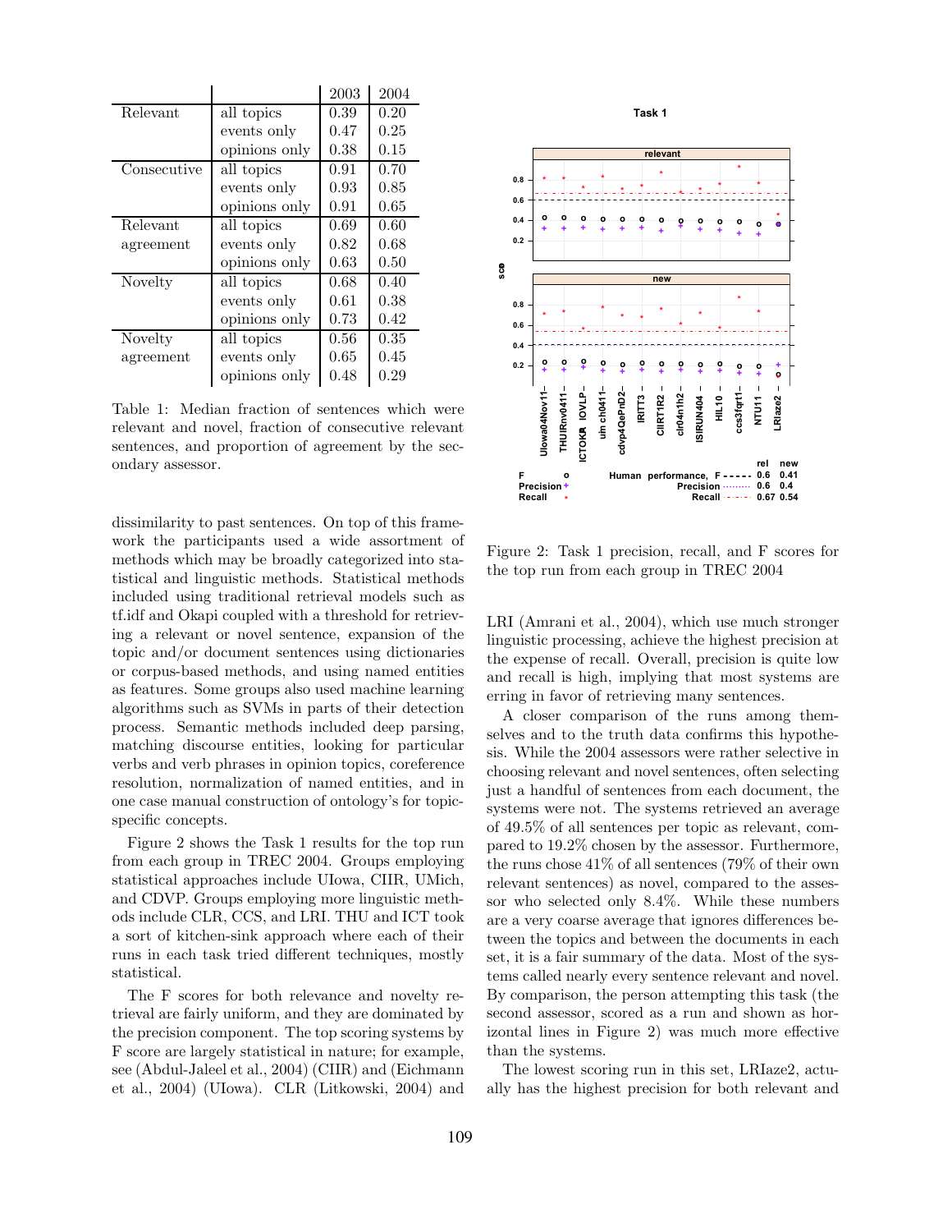| | | 2003 | 2004 |
|---|---|---|---|
| Relevant | all topics | 0.39 | 0.20 |
| | events only | 0.47 | 0.25 |
| | opinions only | 0.38 | 0.15 |
| Consecutive | all topics | 0.91 | 0.70 |
| | events only | 0.93 | 0.85 |
| | opinions only | 0.91 | 0.65 |
| Relevant agreement | all topics | 0.69 | 0.60 |
| | events only | 0.82 | 0.68 |
| | opinions only | 0.63 | 0.50 |
| Novelty | all topics | 0.68 | 0.40 |
| | events only | 0.61 | 0.38 |
| | opinions only | 0.73 | 0.42 |
| Novelty agreement | all topics | 0.56 | 0.35 |
| | events only | 0.65 | 0.45 |
| | opinions only | 0.48 | 0.29 |

Table 1: Median fraction of sentences which were relevant and novel, fraction of consecutive relevant sentences, and proportion of agreement by the secondary assessor.

dissimilarity to past sentences. On top of this framework the participants used a wide assortment of methods which may be broadly categorized into statistical and linguistic methods. Statistical methods included using traditional retrieval models such as tf.idf and Okapi coupled with a threshold for retrieving a relevant or novel sentence, expansion of the topic and/or document sentences using dictionaries or corpus-based methods, and using named entities as features. Some groups also used machine learning algorithms such as SVMs in parts of their detection process. Semantic methods included deep parsing, matching discourse entities, looking for particular verbs and verb phrases in opinion topics, coreference resolution, normalization of named entities, and in one case manual construction of ontology's for topic-specific concepts.

Figure 2 shows the Task 1 results for the top run from each group in TREC 2004. Groups employing statistical approaches include UIowa, CIIR, UMich, and CDVP. Groups employing more linguistic methods include CLR, CCS, and LRI. THU and ICT took a sort of kitchen-sink approach where each of their runs in each task tried different techniques, mostly statistical.

The F scores for both relevance and novelty retrieval are fairly uniform, and they are dominated by the precision component. The top scoring systems by F score are largely statistical in nature; for example, see (Abdul-Jaleel et al., 2004) (CIIR) and (Eichmann et al., 2004) (UIowa). CLR (Litkowski, 2004) and

Figure 2: Task 1 precision, recall, and F scores for the top run from each group in TREC 2004

LRI (Amrani et al., 2004), which use much stronger linguistic processing, achieve the highest precision at the expense of recall. Overall, precision is quite low and recall is high, implying that most systems are erring in favor of retrieving many sentences.

A closer comparison of the runs among themselves and to the truth data confirms this hypothesis. While the 2004 assessors were rather selective in choosing relevant and novel sentences, often selecting just a handful of sentences from each document, the systems were not. The systems retrieved an average of 49.5% of all sentences per topic as relevant, compared to 19.2% chosen by the assessor. Furthermore, the runs chose 41% of all sentences (79% of their own relevant sentences) as novel, compared to the assessor who selected only 8.4%. While these numbers are a very coarse average that ignores differences between the topics and between the documents in each set, it is a fair summary of the data. Most of the systems called nearly every sentence relevant and novel. By comparison, the person attempting this task (the second assessor, scored as a run and shown as horizontal lines in Figure 2) was much more effective than the systems.

The lowest scoring run in this set, LRIaze2, actually has the highest precision for both relevant and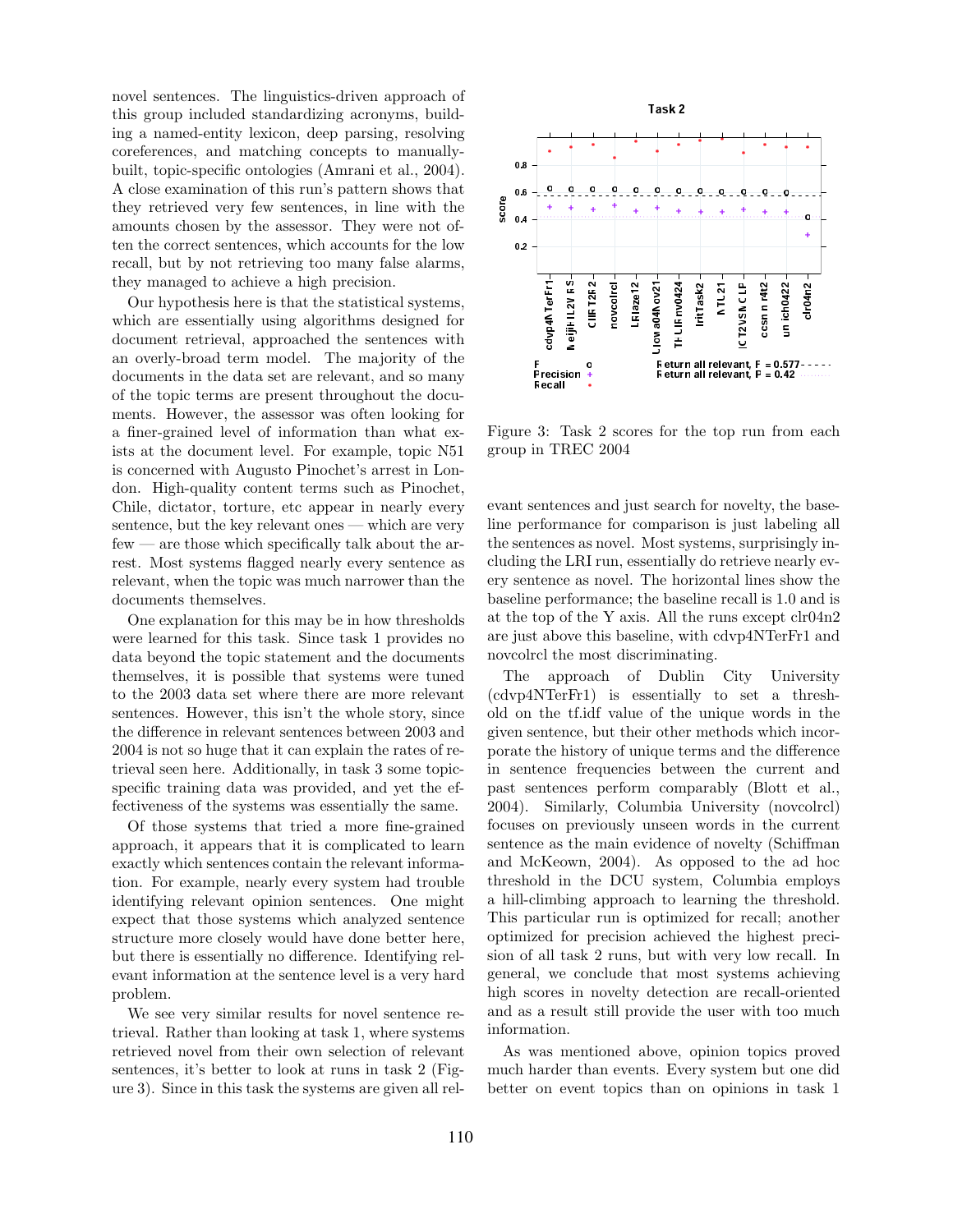novel sentences. The linguistics-driven approach of this group included standardizing acronyms, building a named-entity lexicon, deep parsing, resolving coreferences, and matching concepts to manually-built, topic-specific ontologies (Amrani et al., 2004). A close examination of this run's pattern shows that they retrieved very few sentences, in line with the amounts chosen by the assessor. They were not often the correct sentences, which accounts for the low recall, but by not retrieving too many false alarms, they managed to achieve a high precision.

Our hypothesis here is that the statistical systems, which are essentially using algorithms designed for document retrieval, approached the sentences with an overly-broad term model. The majority of the documents in the data set are relevant, and so many of the topic terms are present throughout the documents. However, the assessor was often looking for a finer-grained level of information than what exists at the document level. For example, topic N51 is concerned with Augusto Pinochet's arrest in London. High-quality content terms such as Pinochet, Chile, dictator, torture, etc appear in nearly every sentence, but the key relevant ones — which are very few — are those which specifically talk about the arrest. Most systems flagged nearly every sentence as relevant, when the topic was much narrower than the documents themselves.

One explanation for this may be in how thresholds were learned for this task. Since task 1 provides no data beyond the topic statement and the documents themselves, it is possible that systems were tuned to the 2003 data set where there are more relevant sentences. However, this isn't the whole story, since the difference in relevant sentences between 2003 and 2004 is not so huge that it can explain the rates of retrieval seen here. Additionally, in task 3 some topic-specific training data was provided, and yet the effectiveness of the systems was essentially the same.

Of those systems that tried a more fine-grained approach, it appears that it is complicated to learn exactly which sentences contain the relevant information. For example, nearly every system had trouble identifying relevant opinion sentences. One might expect that those systems which analyzed sentence structure more closely would have done better here, but there is essentially no difference. Identifying relevant information at the sentence level is a very hard problem.

We see very similar results for novel sentence retrieval. Rather than looking at task 1, where systems retrieved novel from their own selection of relevant sentences, it's better to look at runs in task 2 (Figure 3). Since in this task the systems are given all relevant sentences and just search for novelty, the baseline performance for comparison is just labeling all the sentences as novel. Most systems, surprisingly including the LRI run, essentially do retrieve nearly every sentence as novel. The horizontal lines show the baseline performance; the baseline recall is 1.0 and is at the top of the Y axis. All the runs except clr04n2 are just above this baseline, with cdvp4NTerFr1 and novcolrcl the most discriminating.

Task 2

score

0.8
0.6
0.4
0.2

cdvp4NTerFr1
MeijiHIL2VFS
CIIRT2R2
novcolrcl
LRIaze12
UIowa04Nov21
THUIRnv0424
IritTask2
NTL21
ICT2VSMCLP
ccsnnr4t2
umich0422
clr04n2

F o
Precision +
Recall •

Return all relevant, F = 0.577
Return all relevant, P = 0.42

Figure 3: Task 2 scores for the top run from each group in TREC 2004

The approach of Dublin City University (cdvp4NTerFr1) is essentially to set a threshold on the tf.idf value of the unique words in the given sentence, but their other methods which incorporate the history of unique terms and the difference in sentence frequencies between the current and past sentences perform comparably (Blott et al., 2004). Similarly, Columbia University (novcolrcl) focuses on previously unseen words in the current sentence as the main evidence of novelty (Schiffman and McKeown, 2004). As opposed to the ad hoc threshold in the DCU system, Columbia employs a hill-climbing approach to learning the threshold. This particular run is optimized for recall; another optimized for precision achieved the highest precision of all task 2 runs, but with very low recall. In general, we conclude that most systems achieving high scores in novelty detection are recall-oriented and as a result still provide the user with too much information.

As was mentioned above, opinion topics proved much harder than events. Every system but one did better on event topics than on opinions in task 1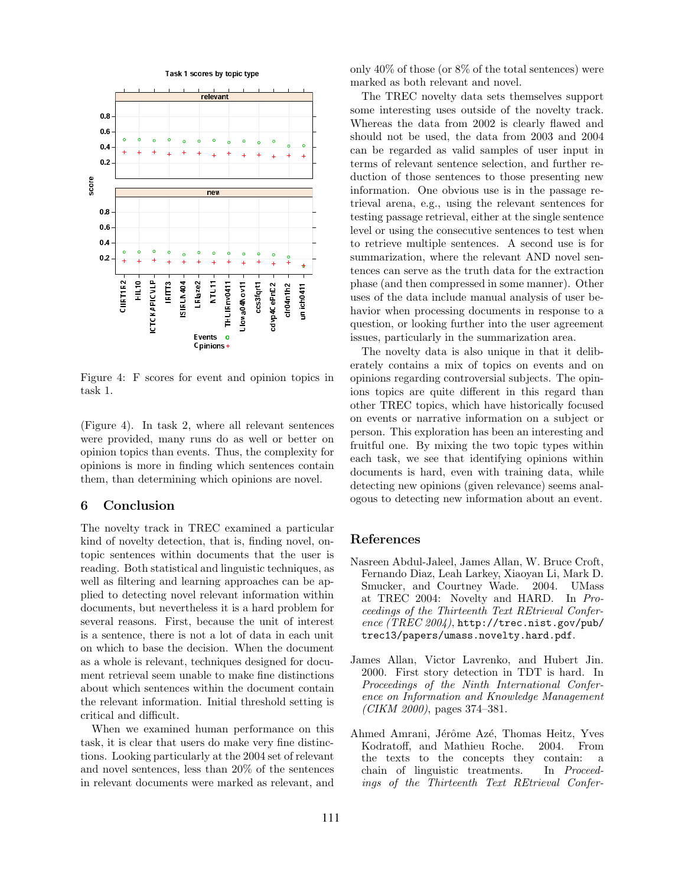Task 1 scores by topic type

relevant

new

score

0.8
0.6
0.4
0.2

CIIRT1R2
HIL10
ICTCKAPICVLP
IRITT3
ISIRUN404
LRIaze2
NTU11
THUIRnv0411
UIowa04Nov11
ccs3fqrt1
cdvp4CePnC2
clr04n1h2
unich0411

Events o
Opinions +

Figure 4: F scores for event and opinion topics in task 1.

(Figure 4). In task 2, where all relevant sentences were provided, many runs do as well or better on opinion topics than events. Thus, the complexity for opinions is more in finding which sentences contain them, than determining which opinions are novel.

## 6 Conclusion

The novelty track in TREC examined a particular kind of novelty detection, that is, finding novel, on-topic sentences within documents that the user is reading. Both statistical and linguistic techniques, as well as filtering and learning approaches can be applied to detecting novel relevant information within documents, but nevertheless it is a hard problem for several reasons. First, because the unit of interest is a sentence, there is not a lot of data in each unit on which to base the decision. When the document as a whole is relevant, techniques designed for document retrieval seem unable to make fine distinctions about which sentences within the document contain the relevant information. Initial threshold setting is critical and difficult.

When we examined human performance on this task, it is clear that users do make very fine distinctions. Looking particularly at the 2004 set of relevant and novel sentences, less than 20% of the sentences in relevant documents were marked as relevant, and only 40% of those (or 8% of the total sentences) were marked as both relevant and novel.

The TREC novelty data sets themselves support some interesting uses outside of the novelty track. Whereas the data from 2002 is clearly flawed and should not be used, the data from 2003 and 2004 can be regarded as valid samples of user input in terms of relevant sentence selection, and further reduction of those sentences to those presenting new information. One obvious use is in the passage retrieval arena, e.g., using the relevant sentences for testing passage retrieval, either at the single sentence level or using the consecutive sentences to test when to retrieve multiple sentences. A second use is for summarization, where the relevant AND novel sentences can serve as the truth data for the extraction phase (and then compressed in some manner). Other uses of the data include manual analysis of user behavior when processing documents in response to a question, or looking further into the user agreement issues, particularly in the summarization area.

The novelty data is also unique in that it deliberately contains a mix of topics on events and on opinions regarding controversial subjects. The opinions topics are quite different in this regard than other TREC topics, which have historically focused on events or narrative information on a subject or person. This exploration has been an interesting and fruitful one. By mixing the two topic types within each task, we see that identifying opinions within documents is hard, even with training data, while detecting new opinions (given relevance) seems analogous to detecting new information about an event.

## References

Nasreen Abdul-Jaleel, James Allan, W. Bruce Croft, Fernando Diaz, Leah Larkey, Xiaoyan Li, Mark D. Smucker, and Courtney Wade. 2004. UMass at TREC 2004: Novelty and HARD. In *Proceedings of the Thirteenth Text REtrieval Conference (TREC 2004)*, http://trec.nist.gov/pub/trec13/papers/umass.novelty.hard.pdf.

James Allan, Victor Lavrenko, and Hubert Jin. 2000. First story detection in TDT is hard. In *Proceedings of the Ninth International Conference on Information and Knowledge Management (CIKM 2000)*, pages 374–381.

Ahmed Amrani, Jérôme Azé, Thomas Heitz, Yves Kodratoff, and Mathieu Roche. 2004. From the texts to the concepts they contain: a chain of linguistic treatments. In *Proceedings of the Thirteenth Text REtrieval Confer-*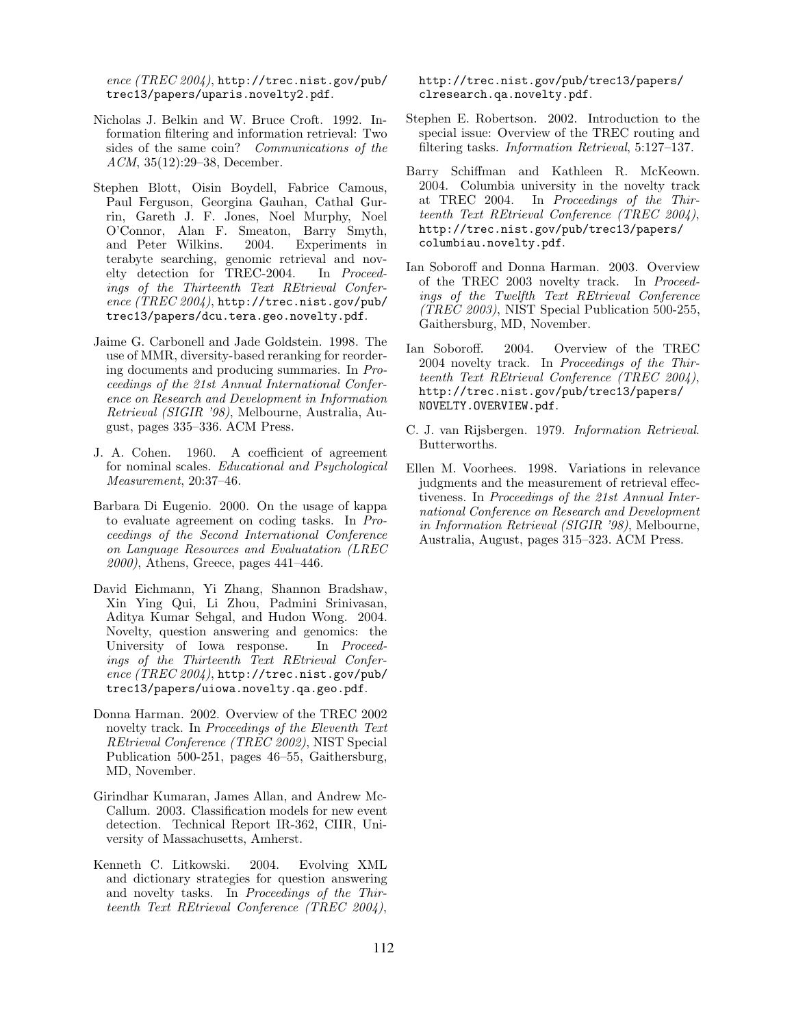*ence (TREC 2004)*, http://trec.nist.gov/pub/trec13/papers/uparis.novelty2.pdf.

Nicholas J. Belkin and W. Bruce Croft. 1992. Information filtering and information retrieval: Two sides of the same coin? *Communications of the ACM*, 35(12):29–38, December.

Stephen Blott, Oisin Boydell, Fabrice Camous, Paul Ferguson, Georgina Gauhan, Cathal Gurrin, Gareth J. F. Jones, Noel Murphy, Noel O'Connor, Alan F. Smeaton, Barry Smyth, and Peter Wilkins. 2004. Experiments in terabyte searching, genomic retrieval and novelty detection for TREC-2004. In *Proceedings of the Thirteenth Text REtrieval Conference (TREC 2004)*, http://trec.nist.gov/pub/trec13/papers/dcu.tera.geo.novelty.pdf.

Jaime G. Carbonell and Jade Goldstein. 1998. The use of MMR, diversity-based reranking for reordering documents and producing summaries. In *Proceedings of the 21st Annual International Conference on Research and Development in Information Retrieval (SIGIR '98)*, Melbourne, Australia, August, pages 335–336. ACM Press.

J. A. Cohen. 1960. A coefficient of agreement for nominal scales. *Educational and Psychological Measurement*, 20:37–46.

Barbara Di Eugenio. 2000. On the usage of kappa to evaluate agreement on coding tasks. In *Proceedings of the Second International Conference on Language Resources and Evaluatation (LREC 2000)*, Athens, Greece, pages 441–446.

David Eichmann, Yi Zhang, Shannon Bradshaw, Xin Ying Qui, Li Zhou, Padmini Srinivasan, Aditya Kumar Sehgal, and Hudon Wong. 2004. Novelty, question answering and genomics: the University of Iowa response. In *Proceedings of the Thirteenth Text REtrieval Conference (TREC 2004)*, http://trec.nist.gov/pub/trec13/papers/uiowa.novelty.qa.geo.pdf.

Donna Harman. 2002. Overview of the TREC 2002 novelty track. In *Proceedings of the Eleventh Text REtrieval Conference (TREC 2002)*, NIST Special Publication 500-251, pages 46–55, Gaithersburg, MD, November.

Girindhar Kumaran, James Allan, and Andrew McCallum. 2003. Classification models for new event detection. Technical Report IR-362, CIIR, University of Massachusetts, Amherst.

Kenneth C. Litkowski. 2004. Evolving XML and dictionary strategies for question answering and novelty tasks. In *Proceedings of the Thirteenth Text REtrieval Conference (TREC 2004)*, http://trec.nist.gov/pub/trec13/papers/clresearch.qa.novelty.pdf.

Stephen E. Robertson. 2002. Introduction to the special issue: Overview of the TREC routing and filtering tasks. *Information Retrieval*, 5:127–137.

Barry Schiffman and Kathleen R. McKeown. 2004. Columbia university in the novelty track at TREC 2004. In *Proceedings of the Thirteenth Text REtrieval Conference (TREC 2004)*, http://trec.nist.gov/pub/trec13/papers/columbiau.novelty.pdf.

Ian Soboroff and Donna Harman. 2003. Overview of the TREC 2003 novelty track. In *Proceedings of the Twelfth Text REtrieval Conference (TREC 2003)*, NIST Special Publication 500-255, Gaithersburg, MD, November.

Ian Soboroff. 2004. Overview of the TREC 2004 novelty track. In *Proceedings of the Thirteenth Text REtrieval Conference (TREC 2004)*, http://trec.nist.gov/pub/trec13/papers/NOVELTY.OVERVIEW.pdf.

C. J. van Rijsbergen. 1979. *Information Retrieval*. Butterworths.

Ellen M. Voorhees. 1998. Variations in relevance judgments and the measurement of retrieval effectiveness. In *Proceedings of the 21st Annual International Conference on Research and Development in Information Retrieval (SIGIR '98)*, Melbourne, Australia, August, pages 315–323. ACM Press.